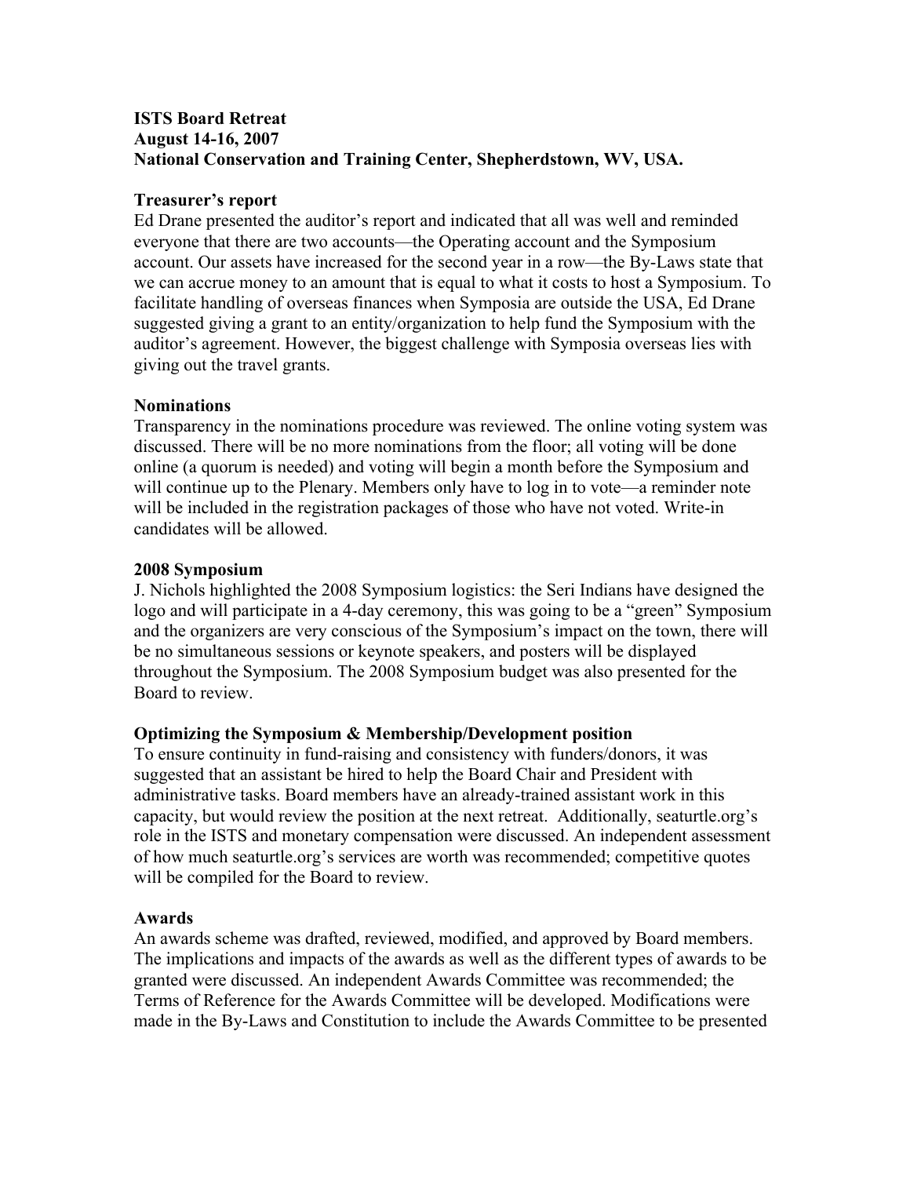**ISTS Board Retreat**
**August 14-16, 2007**
**National Conservation and Training Center, Shepherdstown, WV, USA.**

**Treasurer's report**

Ed Drane presented the auditor's report and indicated that all was well and reminded everyone that there are two accounts—the Operating account and the Symposium account. Our assets have increased for the second year in a row—the By-Laws state that we can accrue money to an amount that is equal to what it costs to host a Symposium. To facilitate handling of overseas finances when Symposia are outside the USA, Ed Drane suggested giving a grant to an entity/organization to help fund the Symposium with the auditor's agreement. However, the biggest challenge with Symposia overseas lies with giving out the travel grants.

**Nominations**

Transparency in the nominations procedure was reviewed. The online voting system was discussed. There will be no more nominations from the floor; all voting will be done online (a quorum is needed) and voting will begin a month before the Symposium and will continue up to the Plenary. Members only have to log in to vote—a reminder note will be included in the registration packages of those who have not voted. Write-in candidates will be allowed.

**2008 Symposium**

J. Nichols highlighted the 2008 Symposium logistics: the Seri Indians have designed the logo and will participate in a 4-day ceremony, this was going to be a "green" Symposium and the organizers are very conscious of the Symposium's impact on the town, there will be no simultaneous sessions or keynote speakers, and posters will be displayed throughout the Symposium. The 2008 Symposium budget was also presented for the Board to review.

**Optimizing the Symposium & Membership/Development position**

To ensure continuity in fund-raising and consistency with funders/donors, it was suggested that an assistant be hired to help the Board Chair and President with administrative tasks. Board members have an already-trained assistant work in this capacity, but would review the position at the next retreat. Additionally, seaturtle.org's role in the ISTS and monetary compensation were discussed. An independent assessment of how much seaturtle.org's services are worth was recommended; competitive quotes will be compiled for the Board to review.

**Awards**

An awards scheme was drafted, reviewed, modified, and approved by Board members. The implications and impacts of the awards as well as the different types of awards to be granted were discussed. An independent Awards Committee was recommended; the Terms of Reference for the Awards Committee will be developed. Modifications were made in the By-Laws and Constitution to include the Awards Committee to be presented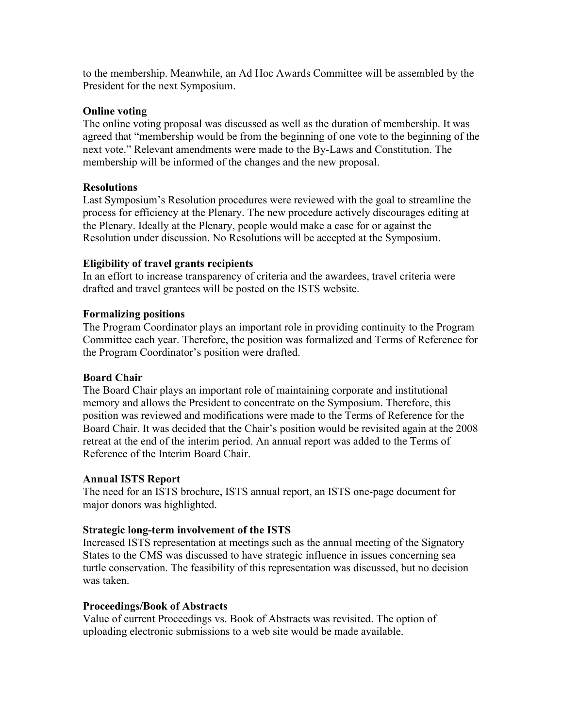to the membership. Meanwhile, an Ad Hoc Awards Committee will be assembled by the President for the next Symposium.

**Online voting**

The online voting proposal was discussed as well as the duration of membership. It was agreed that "membership would be from the beginning of one vote to the beginning of the next vote." Relevant amendments were made to the By-Laws and Constitution. The membership will be informed of the changes and the new proposal.

**Resolutions**

Last Symposium's Resolution procedures were reviewed with the goal to streamline the process for efficiency at the Plenary. The new procedure actively discourages editing at the Plenary. Ideally at the Plenary, people would make a case for or against the Resolution under discussion. No Resolutions will be accepted at the Symposium.

**Eligibility of travel grants recipients**

In an effort to increase transparency of criteria and the awardees, travel criteria were drafted and travel grantees will be posted on the ISTS website.

**Formalizing positions**

The Program Coordinator plays an important role in providing continuity to the Program Committee each year. Therefore, the position was formalized and Terms of Reference for the Program Coordinator's position were drafted.

**Board Chair**

The Board Chair plays an important role of maintaining corporate and institutional memory and allows the President to concentrate on the Symposium. Therefore, this position was reviewed and modifications were made to the Terms of Reference for the Board Chair. It was decided that the Chair's position would be revisited again at the 2008 retreat at the end of the interim period. An annual report was added to the Terms of Reference of the Interim Board Chair.

**Annual ISTS Report**

The need for an ISTS brochure, ISTS annual report, an ISTS one-page document for major donors was highlighted.

**Strategic long-term involvement of the ISTS**

Increased ISTS representation at meetings such as the annual meeting of the Signatory States to the CMS was discussed to have strategic influence in issues concerning sea turtle conservation. The feasibility of this representation was discussed, but no decision was taken.

**Proceedings/Book of Abstracts**

Value of current Proceedings vs. Book of Abstracts was revisited. The option of uploading electronic submissions to a web site would be made available.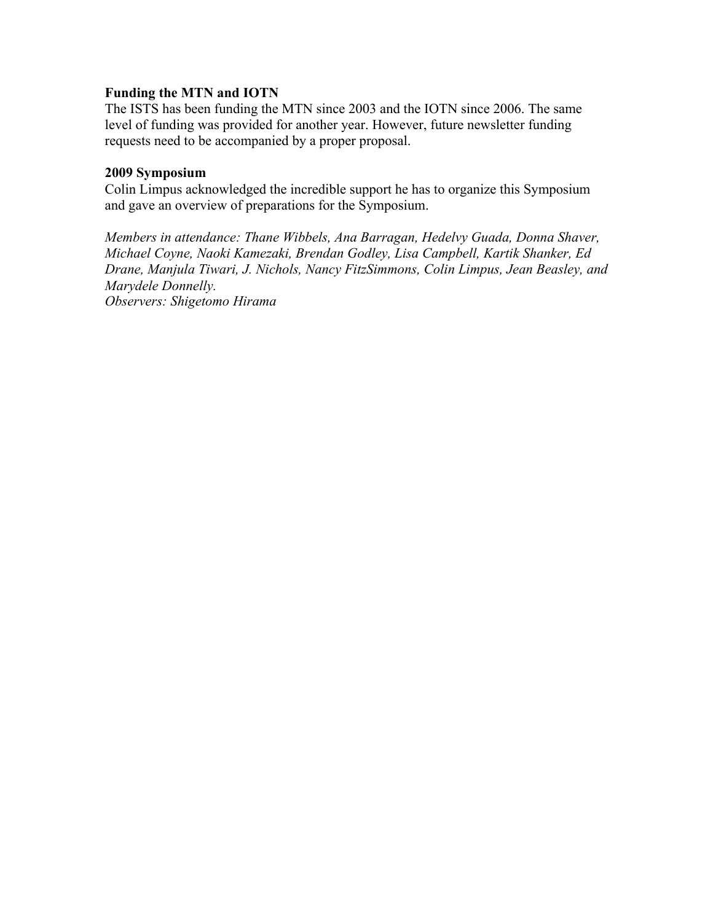**Funding the MTN and IOTN**

The ISTS has been funding the MTN since 2003 and the IOTN since 2006. The same level of funding was provided for another year. However, future newsletter funding requests need to be accompanied by a proper proposal.

**2009 Symposium**

Colin Limpus acknowledged the incredible support he has to organize this Symposium and gave an overview of preparations for the Symposium.

*Members in attendance: Thane Wibbels, Ana Barragan, Hedelvy Guada, Donna Shaver, Michael Coyne, Naoki Kamezaki, Brendan Godley, Lisa Campbell, Kartik Shanker, Ed Drane, Manjula Tiwari, J. Nichols, Nancy FitzSimmons, Colin Limpus, Jean Beasley, and Marydele Donnelly.*
*Observers: Shigetomo Hirama*